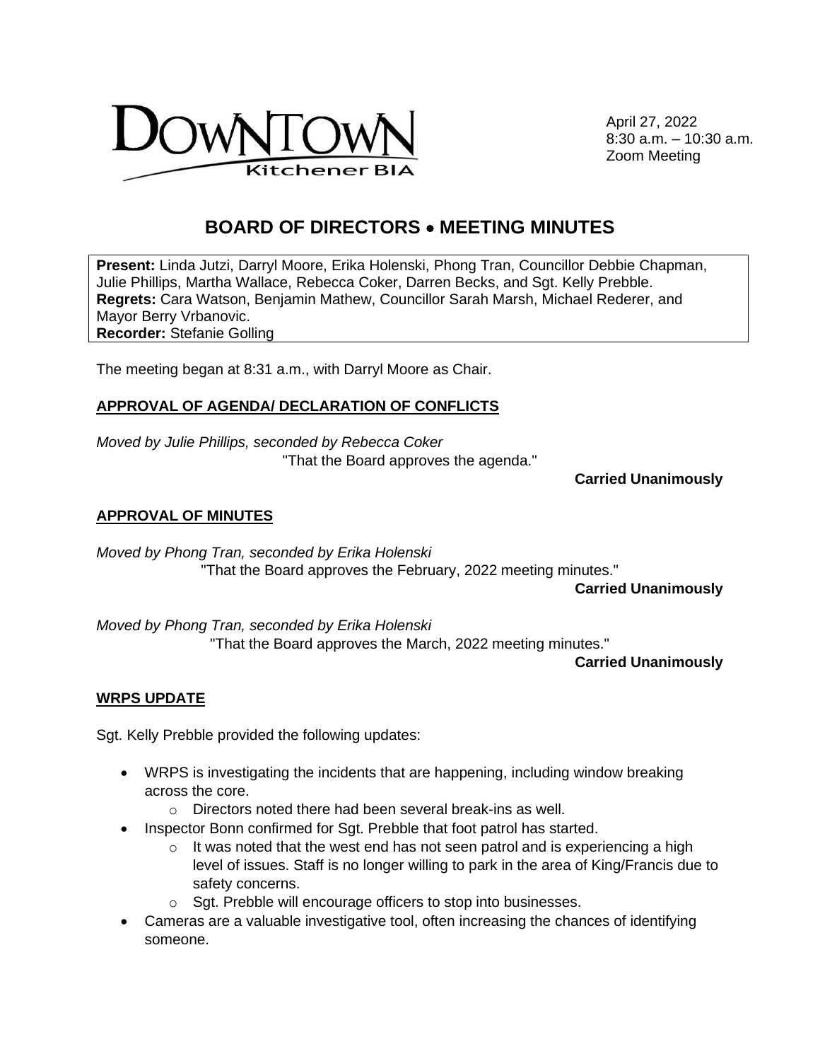DOWNTOWN Kitchener BIA

April 27, 2022
8:30 a.m. – 10:30 a.m.
Zoom Meeting

# BOARD OF DIRECTORS • MEETING MINUTES

**Present:** Linda Jutzi, Darryl Moore, Erika Holenski, Phong Tran, Councillor Debbie Chapman, Julie Phillips, Martha Wallace, Rebecca Coker, Darren Becks, and Sgt. Kelly Prebble.
**Regrets:** Cara Watson, Benjamin Mathew, Councillor Sarah Marsh, Michael Rederer, and Mayor Berry Vrbanovic.
**Recorder:** Stefanie Golling

The meeting began at 8:31 a.m., with Darryl Moore as Chair.

## APPROVAL OF AGENDA/ DECLARATION OF CONFLICTS

*Moved by Julie Phillips, seconded by Rebecca Coker*
"That the Board approves the agenda."

**Carried Unanimously**

## APPROVAL OF MINUTES

*Moved by Phong Tran, seconded by Erika Holenski*
"That the Board approves the February, 2022 meeting minutes."

**Carried Unanimously**

*Moved by Phong Tran, seconded by Erika Holenski*
"That the Board approves the March, 2022 meeting minutes."

**Carried Unanimously**

## WRPS UPDATE

Sgt. Kelly Prebble provided the following updates:

- WRPS is investigating the incidents that are happening, including window breaking across the core.
  - Directors noted there had been several break-ins as well.
- Inspector Bonn confirmed for Sgt. Prebble that foot patrol has started.
  - It was noted that the west end has not seen patrol and is experiencing a high level of issues. Staff is no longer willing to park in the area of King/Francis due to safety concerns.
  - Sgt. Prebble will encourage officers to stop into businesses.
- Cameras are a valuable investigative tool, often increasing the chances of identifying someone.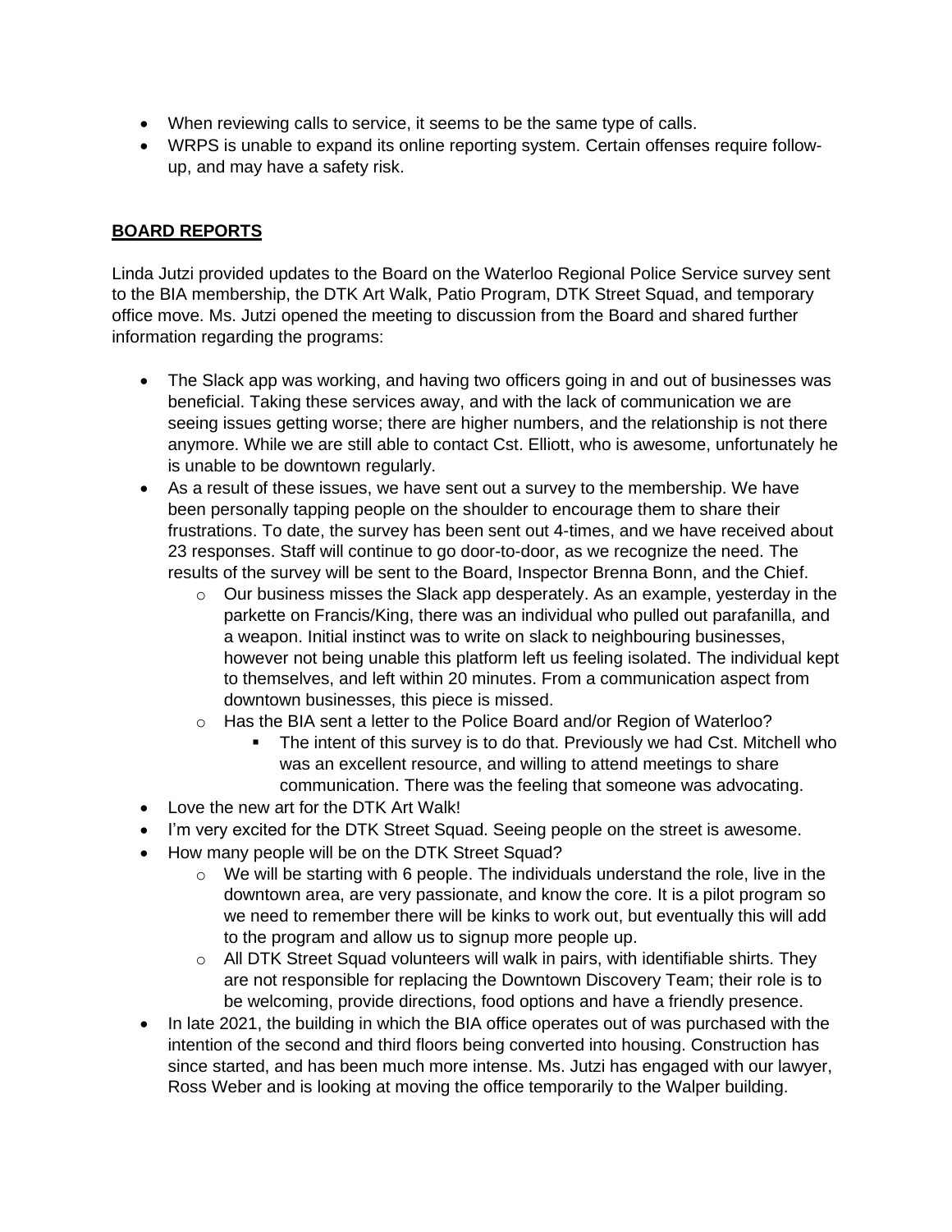- When reviewing calls to service, it seems to be the same type of calls.
- WRPS is unable to expand its online reporting system. Certain offenses require follow-up, and may have a safety risk.

## BOARD REPORTS

Linda Jutzi provided updates to the Board on the Waterloo Regional Police Service survey sent to the BIA membership, the DTK Art Walk, Patio Program, DTK Street Squad, and temporary office move. Ms. Jutzi opened the meeting to discussion from the Board and shared further information regarding the programs:

- The Slack app was working, and having two officers going in and out of businesses was beneficial. Taking these services away, and with the lack of communication we are seeing issues getting worse; there are higher numbers, and the relationship is not there anymore. While we are still able to contact Cst. Elliott, who is awesome, unfortunately he is unable to be downtown regularly.
- As a result of these issues, we have sent out a survey to the membership. We have been personally tapping people on the shoulder to encourage them to share their frustrations. To date, the survey has been sent out 4-times, and we have received about 23 responses. Staff will continue to go door-to-door, as we recognize the need. The results of the survey will be sent to the Board, Inspector Brenna Bonn, and the Chief.
  - Our business misses the Slack app desperately. As an example, yesterday in the parkette on Francis/King, there was an individual who pulled out parafanilla, and a weapon. Initial instinct was to write on slack to neighbouring businesses, however not being unable this platform left us feeling isolated. The individual kept to themselves, and left within 20 minutes. From a communication aspect from downtown businesses, this piece is missed.
  - Has the BIA sent a letter to the Police Board and/or Region of Waterloo?
    - The intent of this survey is to do that. Previously we had Cst. Mitchell who was an excellent resource, and willing to attend meetings to share communication. There was the feeling that someone was advocating.
- Love the new art for the DTK Art Walk!
- I'm very excited for the DTK Street Squad. Seeing people on the street is awesome.
- How many people will be on the DTK Street Squad?
  - We will be starting with 6 people. The individuals understand the role, live in the downtown area, are very passionate, and know the core. It is a pilot program so we need to remember there will be kinks to work out, but eventually this will add to the program and allow us to signup more people up.
  - All DTK Street Squad volunteers will walk in pairs, with identifiable shirts. They are not responsible for replacing the Downtown Discovery Team; their role is to be welcoming, provide directions, food options and have a friendly presence.
- In late 2021, the building in which the BIA office operates out of was purchased with the intention of the second and third floors being converted into housing. Construction has since started, and has been much more intense. Ms. Jutzi has engaged with our lawyer, Ross Weber and is looking at moving the office temporarily to the Walper building.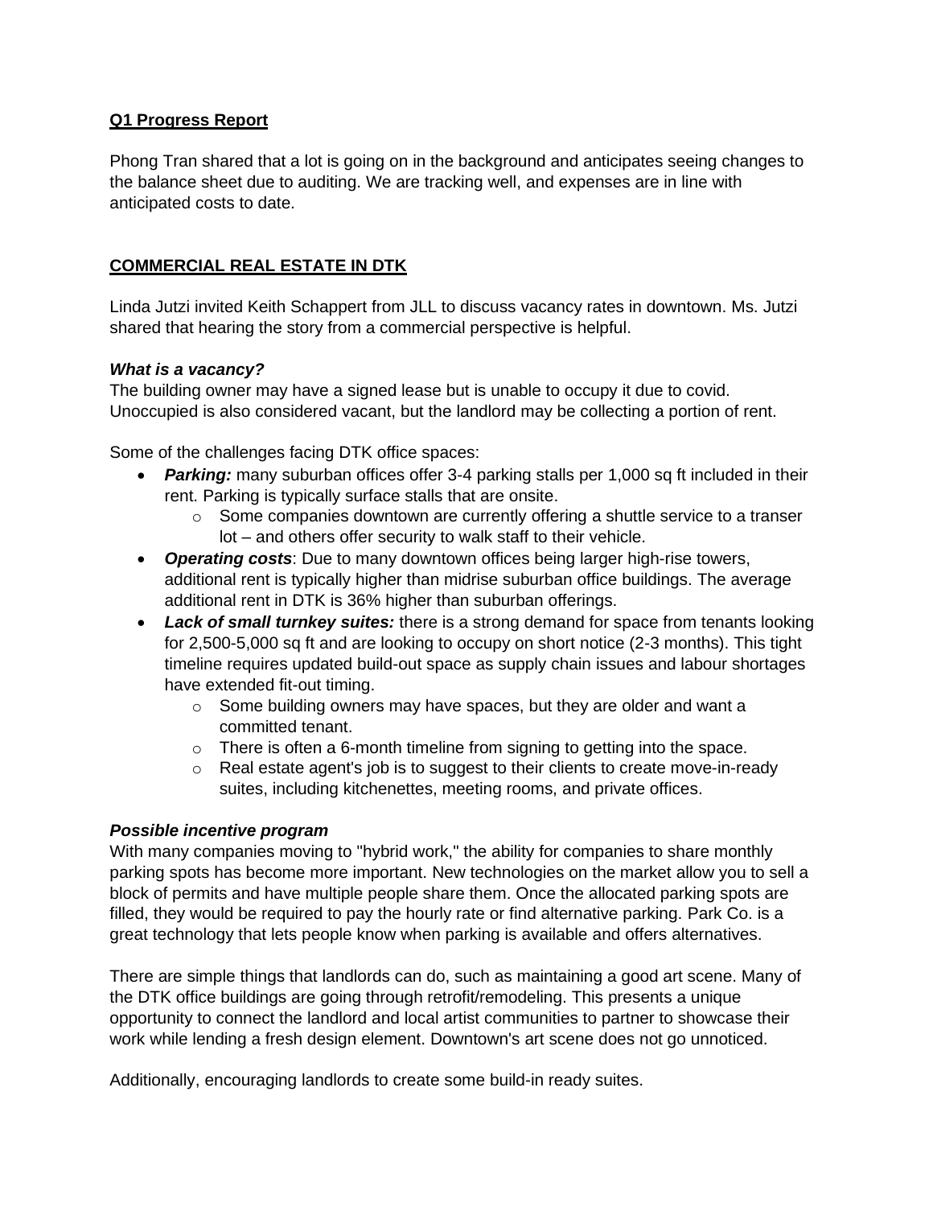**Q1 Progress Report**

Phong Tran shared that a lot is going on in the background and anticipates seeing changes to the balance sheet due to auditing. We are tracking well, and expenses are in line with anticipated costs to date.

**COMMERCIAL REAL ESTATE IN DTK**

Linda Jutzi invited Keith Schappert from JLL to discuss vacancy rates in downtown. Ms. Jutzi shared that hearing the story from a commercial perspective is helpful.

***What is a vacancy?***

The building owner may have a signed lease but is unable to occupy it due to covid. Unoccupied is also considered vacant, but the landlord may be collecting a portion of rent.

Some of the challenges facing DTK office spaces:

- ***Parking:*** many suburban offices offer 3-4 parking stalls per 1,000 sq ft included in their rent. Parking is typically surface stalls that are onsite.
  - Some companies downtown are currently offering a shuttle service to a transer lot – and others offer security to walk staff to their vehicle.
- ***Operating costs***: Due to many downtown offices being larger high-rise towers, additional rent is typically higher than midrise suburban office buildings. The average additional rent in DTK is 36% higher than suburban offerings.
- ***Lack of small turnkey suites:*** there is a strong demand for space from tenants looking for 2,500-5,000 sq ft and are looking to occupy on short notice (2-3 months). This tight timeline requires updated build-out space as supply chain issues and labour shortages have extended fit-out timing.
  - Some building owners may have spaces, but they are older and want a committed tenant.
  - There is often a 6-month timeline from signing to getting into the space.
  - Real estate agent's job is to suggest to their clients to create move-in-ready suites, including kitchenettes, meeting rooms, and private offices.

***Possible incentive program***

With many companies moving to "hybrid work," the ability for companies to share monthly parking spots has become more important. New technologies on the market allow you to sell a block of permits and have multiple people share them. Once the allocated parking spots are filled, they would be required to pay the hourly rate or find alternative parking. Park Co. is a great technology that lets people know when parking is available and offers alternatives.

There are simple things that landlords can do, such as maintaining a good art scene. Many of the DTK office buildings are going through retrofit/remodeling. This presents a unique opportunity to connect the landlord and local artist communities to partner to showcase their work while lending a fresh design element. Downtown's art scene does not go unnoticed.

Additionally, encouraging landlords to create some build-in ready suites.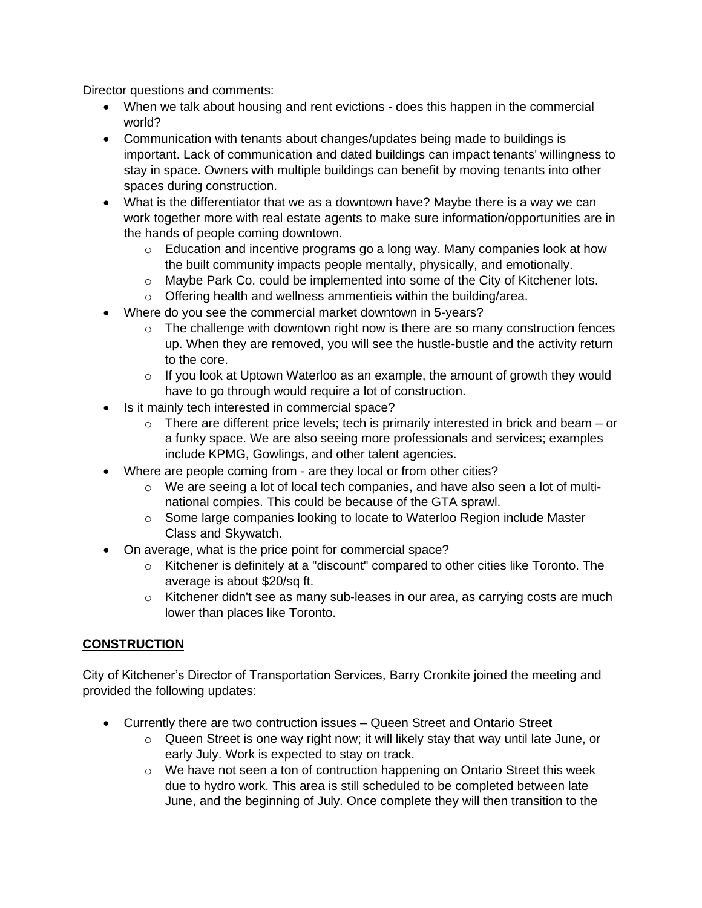Director questions and comments:

- When we talk about housing and rent evictions - does this happen in the commercial world?
- Communication with tenants about changes/updates being made to buildings is important. Lack of communication and dated buildings can impact tenants' willingness to stay in space. Owners with multiple buildings can benefit by moving tenants into other spaces during construction.
- What is the differentiator that we as a downtown have? Maybe there is a way we can work together more with real estate agents to make sure information/opportunities are in the hands of people coming downtown.
    - Education and incentive programs go a long way. Many companies look at how the built community impacts people mentally, physically, and emotionally.
    - Maybe Park Co. could be implemented into some of the City of Kitchener lots.
    - Offering health and wellness ammentieis within the building/area.
- Where do you see the commercial market downtown in 5-years?
    - The challenge with downtown right now is there are so many construction fences up. When they are removed, you will see the hustle-bustle and the activity return to the core.
    - If you look at Uptown Waterloo as an example, the amount of growth they would have to go through would require a lot of construction.
- Is it mainly tech interested in commercial space?
    - There are different price levels; tech is primarily interested in brick and beam – or a funky space. We are also seeing more professionals and services; examples include KPMG, Gowlings, and other talent agencies.
- Where are people coming from - are they local or from other cities?
    - We are seeing a lot of local tech companies, and have also seen a lot of multi-national compies. This could be because of the GTA sprawl.
    - Some large companies looking to locate to Waterloo Region include Master Class and Skywatch.
- On average, what is the price point for commercial space?
    - Kitchener is definitely at a "discount" compared to other cities like Toronto. The average is about $20/sq ft.
    - Kitchener didn't see as many sub-leases in our area, as carrying costs are much lower than places like Toronto.

**<u>CONSTRUCTION</u>**

City of Kitchener's Director of Transportation Services, Barry Cronkite joined the meeting and provided the following updates:

- Currently there are two contruction issues – Queen Street and Ontario Street
    - Queen Street is one way right now; it will likely stay that way until late June, or early July. Work is expected to stay on track.
    - We have not seen a ton of contruction happening on Ontario Street this week due to hydro work. This area is still scheduled to be completed between late June, and the beginning of July. Once complete they will then transition to the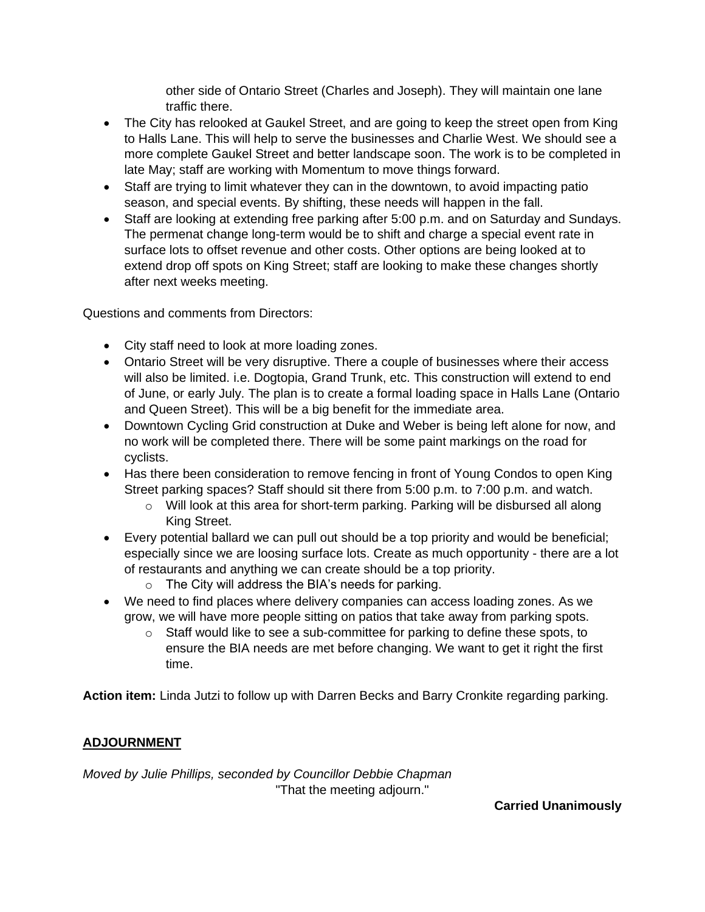other side of Ontario Street (Charles and Joseph). They will maintain one lane traffic there.

- The City has relooked at Gaukel Street, and are going to keep the street open from King to Halls Lane. This will help to serve the businesses and Charlie West. We should see a more complete Gaukel Street and better landscape soon. The work is to be completed in late May; staff are working with Momentum to move things forward.
- Staff are trying to limit whatever they can in the downtown, to avoid impacting patio season, and special events. By shifting, these needs will happen in the fall.
- Staff are looking at extending free parking after 5:00 p.m. and on Saturday and Sundays. The permenat change long-term would be to shift and charge a special event rate in surface lots to offset revenue and other costs. Other options are being looked at to extend drop off spots on King Street; staff are looking to make these changes shortly after next weeks meeting.

Questions and comments from Directors:

- City staff need to look at more loading zones.
- Ontario Street will be very disruptive. There a couple of businesses where their access will also be limited. i.e. Dogtopia, Grand Trunk, etc. This construction will extend to end of June, or early July. The plan is to create a formal loading space in Halls Lane (Ontario and Queen Street). This will be a big benefit for the immediate area.
- Downtown Cycling Grid construction at Duke and Weber is being left alone for now, and no work will be completed there. There will be some paint markings on the road for cyclists.
- Has there been consideration to remove fencing in front of Young Condos to open King Street parking spaces? Staff should sit there from 5:00 p.m. to 7:00 p.m. and watch.
  - Will look at this area for short-term parking. Parking will be disbursed all along King Street.
- Every potential ballard we can pull out should be a top priority and would be beneficial; especially since we are loosing surface lots. Create as much opportunity - there are a lot of restaurants and anything we can create should be a top priority.
  - The City will address the BIA's needs for parking.
- We need to find places where delivery companies can access loading zones. As we grow, we will have more people sitting on patios that take away from parking spots.
  - Staff would like to see a sub-committee for parking to define these spots, to ensure the BIA needs are met before changing. We want to get it right the first time.

**Action item:** Linda Jutzi to follow up with Darren Becks and Barry Cronkite regarding parking.

**ADJOURNMENT**

*Moved by Julie Phillips, seconded by Councillor Debbie Chapman*

"That the meeting adjourn."

**Carried Unanimously**